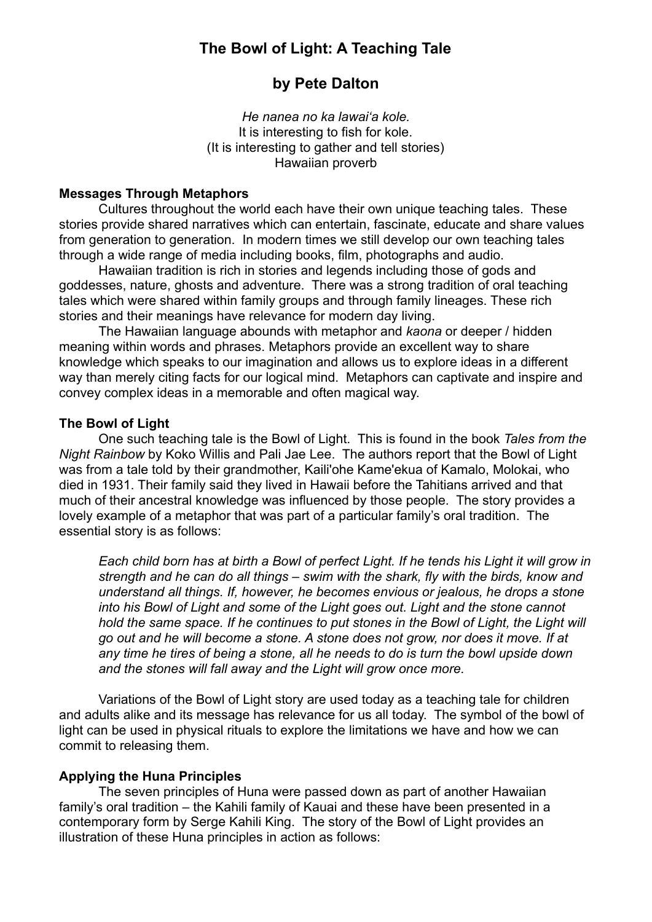# The Bowl of Light: A Teaching Tale

## by Pete Dalton

*He nanea no ka lawai'a kole.*
It is interesting to fish for kole.
(It is interesting to gather and tell stories)
Hawaiian proverb

**Messages Through Metaphors**

Cultures throughout the world each have their own unique teaching tales. These stories provide shared narratives which can entertain, fascinate, educate and share values from generation to generation. In modern times we still develop our own teaching tales through a wide range of media including books, film, photographs and audio.

Hawaiian tradition is rich in stories and legends including those of gods and goddesses, nature, ghosts and adventure. There was a strong tradition of oral teaching tales which were shared within family groups and through family lineages. These rich stories and their meanings have relevance for modern day living.

The Hawaiian language abounds with metaphor and *kaona* or deeper / hidden meaning within words and phrases. Metaphors provide an excellent way to share knowledge which speaks to our imagination and allows us to explore ideas in a different way than merely citing facts for our logical mind. Metaphors can captivate and inspire and convey complex ideas in a memorable and often magical way.

**The Bowl of Light**

One such teaching tale is the Bowl of Light. This is found in the book *Tales from the Night Rainbow* by Koko Willis and Pali Jae Lee. The authors report that the Bowl of Light was from a tale told by their grandmother, Kaili'ohe Kame'ekua of Kamalo, Molokai, who died in 1931. Their family said they lived in Hawaii before the Tahitians arrived and that much of their ancestral knowledge was influenced by those people. The story provides a lovely example of a metaphor that was part of a particular family's oral tradition. The essential story is as follows:

> *Each child born has at birth a Bowl of perfect Light. If he tends his Light it will grow in strength and he can do all things – swim with the shark, fly with the birds, know and understand all things. If, however, he becomes envious or jealous, he drops a stone into his Bowl of Light and some of the Light goes out. Light and the stone cannot hold the same space. If he continues to put stones in the Bowl of Light, the Light will go out and he will become a stone. A stone does not grow, nor does it move. If at any time he tires of being a stone, all he needs to do is turn the bowl upside down and the stones will fall away and the Light will grow once more.*

Variations of the Bowl of Light story are used today as a teaching tale for children and adults alike and its message has relevance for us all today. The symbol of the bowl of light can be used in physical rituals to explore the limitations we have and how we can commit to releasing them.

**Applying the Huna Principles**

The seven principles of Huna were passed down as part of another Hawaiian family's oral tradition – the Kahili family of Kauai and these have been presented in a contemporary form by Serge Kahili King. The story of the Bowl of Light provides an illustration of these Huna principles in action as follows: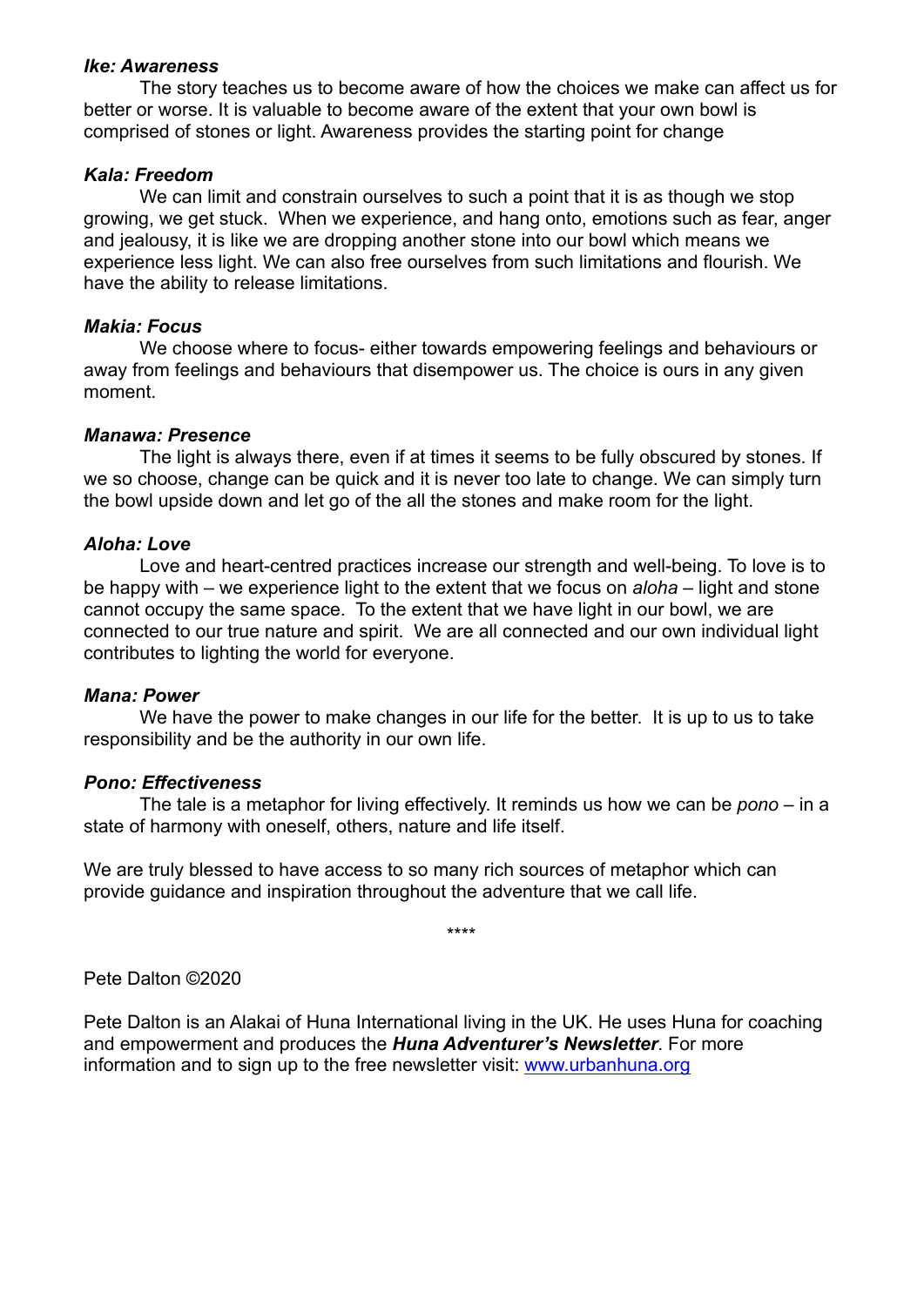***Ike: Awareness***

The story teaches us to become aware of how the choices we make can affect us for better or worse. It is valuable to become aware of the extent that your own bowl is comprised of stones or light. Awareness provides the starting point for change

***Kala: Freedom***

We can limit and constrain ourselves to such a point that it is as though we stop growing, we get stuck. When we experience, and hang onto, emotions such as fear, anger and jealousy, it is like we are dropping another stone into our bowl which means we experience less light. We can also free ourselves from such limitations and flourish. We have the ability to release limitations.

***Makia: Focus***

We choose where to focus- either towards empowering feelings and behaviours or away from feelings and behaviours that disempower us. The choice is ours in any given moment.

***Manawa: Presence***

The light is always there, even if at times it seems to be fully obscured by stones. If we so choose, change can be quick and it is never too late to change. We can simply turn the bowl upside down and let go of the all the stones and make room for the light.

***Aloha: Love***

Love and heart-centred practices increase our strength and well-being. To love is to be happy with – we experience light to the extent that we focus on *aloha* – light and stone cannot occupy the same space. To the extent that we have light in our bowl, we are connected to our true nature and spirit. We are all connected and our own individual light contributes to lighting the world for everyone.

***Mana: Power***

We have the power to make changes in our life for the better. It is up to us to take responsibility and be the authority in our own life.

***Pono: Effectiveness***

The tale is a metaphor for living effectively. It reminds us how we can be *pono* – in a state of harmony with oneself, others, nature and life itself.

We are truly blessed to have access to so many rich sources of metaphor which can provide guidance and inspiration throughout the adventure that we call life.

****

Pete Dalton ©2020

Pete Dalton is an Alakai of Huna International living in the UK. He uses Huna for coaching and empowerment and produces the ***Huna Adventurer's Newsletter***. For more information and to sign up to the free newsletter visit: www.urbanhuna.org